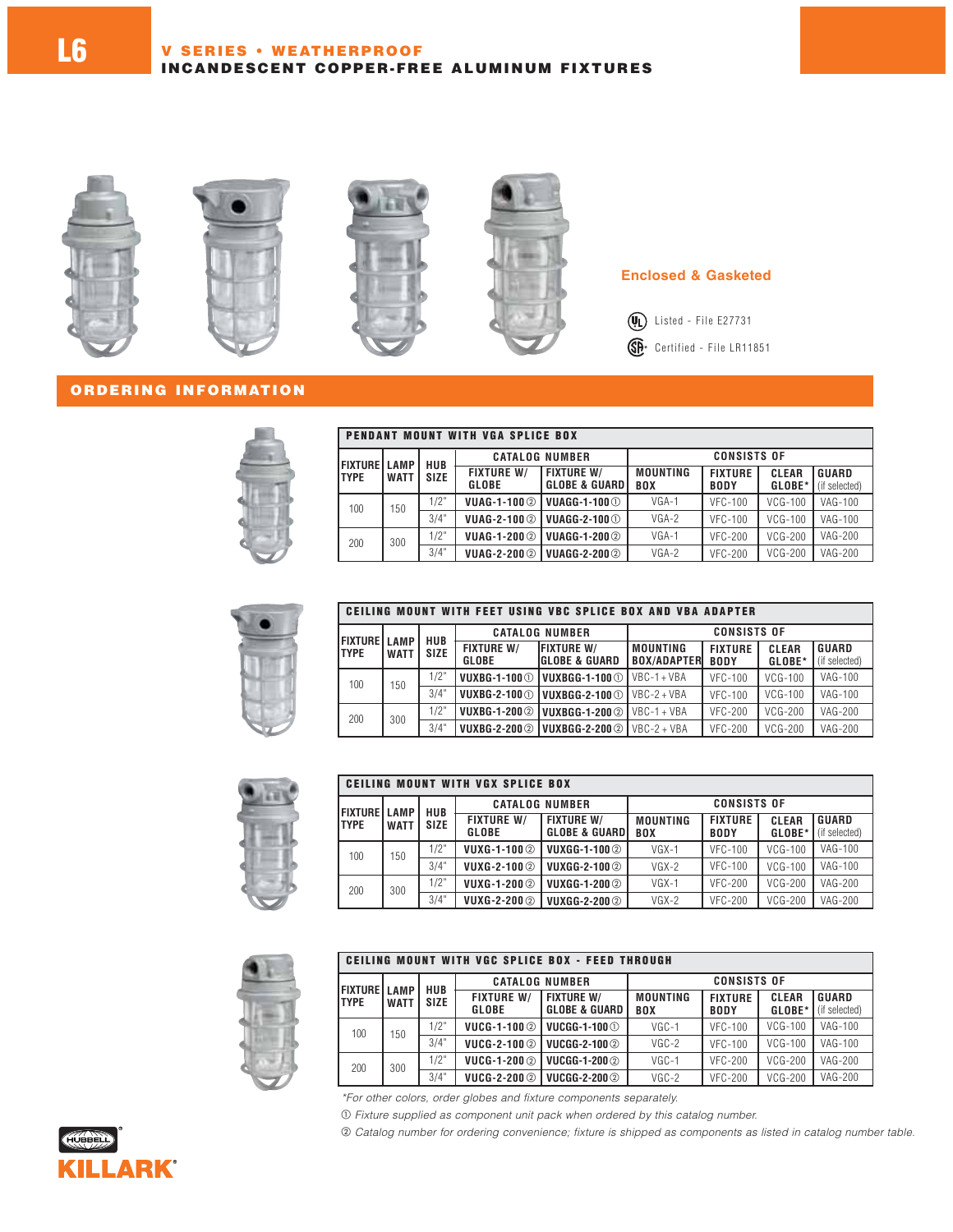# V SERIES • WEATHERPROOF
## INCANDESCENT COPPER-FREE ALUMINUM FIXTURES

**Enclosed & Gasketed**

UL Listed - File E27731

CSA Certified - File LR11851

## ORDERING INFORMATION

### PENDANT MOUNT WITH VGA SPLICE BOX

| FIXTURE TYPE | LAMP WATT | HUB SIZE | CATALOG NUMBER | | CONSISTS OF | | | |
|---|---|---|---|---|---|---|---|---|
| | | | FIXTURE W/ GLOBE | FIXTURE W/ GLOBE & GUARD | MOUNTING BOX | FIXTURE BODY | CLEAR GLOBE* | GUARD (if selected) |
| 100 | 150 | 1/2" | **VUAG-1-100**② | **VUAGG-1-100**① | VGA-1 | VFC-100 | VCG-100 | VAG-100 |
| | | 3/4" | **VUAG-2-100**② | **VUAGG-2-100**① | VGA-2 | VFC-100 | VCG-100 | VAG-100 |
| 200 | 300 | 1/2" | **VUAG-1-200**② | **VUAGG-1-200**② | VGA-1 | VFC-200 | VCG-200 | VAG-200 |
| | | 3/4" | **VUAG-2-200**② | **VUAGG-2-200**② | VGA-2 | VFC-200 | VCG-200 | VAG-200 |

### CEILING MOUNT WITH FEET USING VBC SPLICE BOX AND VBA ADAPTER

| FIXTURE TYPE | LAMP WATT | HUB SIZE | CATALOG NUMBER | | CONSISTS OF | | | |
|---|---|---|---|---|---|---|---|---|
| | | | FIXTURE W/ GLOBE | FIXTURE W/ GLOBE & GUARD | MOUNTING BOX/ADAPTER | FIXTURE BODY | CLEAR GLOBE* | GUARD (if selected) |
| 100 | 150 | 1/2" | **VUXBG-1-100**① | **VUXBGG-1-100**① | VBC-1 + VBA | VFC-100 | VCG-100 | VAG-100 |
| | | 3/4" | **VUXBG-2-100**① | **VUXBGG-2-100**① | VBC-2 + VBA | VFC-100 | VCG-100 | VAG-100 |
| 200 | 300 | 1/2" | **VUXBG-1-200**② | **VUXBGG-1-200**② | VBC-1 + VBA | VFC-200 | VCG-200 | VAG-200 |
| | | 3/4" | **VUXBG-2-200**② | **VUXBGG-2-200**② | VBC-2 + VBA | VFC-200 | VCG-200 | VAG-200 |

### CEILING MOUNT WITH VGX SPLICE BOX

| FIXTURE TYPE | LAMP WATT | HUB SIZE | CATALOG NUMBER | | CONSISTS OF | | | |
|---|---|---|---|---|---|---|---|---|
| | | | FIXTURE W/ GLOBE | FIXTURE W/ GLOBE & GUARD | MOUNTING BOX | FIXTURE BODY | CLEAR GLOBE* | GUARD (if selected) |
| 100 | 150 | 1/2" | **VUXG-1-100**② | **VUXGG-1-100**② | VGX-1 | VFC-100 | VCG-100 | VAG-100 |
| | | 3/4" | **VUXG-2-100**② | **VUXGG-2-100**② | VGX-2 | VFC-100 | VCG-100 | VAG-100 |
| 200 | 300 | 1/2" | **VUXG-1-200**② | **VUXGG-1-200**② | VGX-1 | VFC-200 | VCG-200 | VAG-200 |
| | | 3/4" | **VUXG-2-200**② | **VUXGG-2-200**② | VGX-2 | VFC-200 | VCG-200 | VAG-200 |

### CEILING MOUNT WITH VGC SPLICE BOX - FEED THROUGH

| FIXTURE TYPE | LAMP WATT | HUB SIZE | CATALOG NUMBER | | CONSISTS OF | | | |
|---|---|---|---|---|---|---|---|---|
| | | | FIXTURE W/ GLOBE | FIXTURE W/ GLOBE & GUARD | MOUNTING BOX | FIXTURE BODY | CLEAR GLOBE* | GUARD (if selected) |
| 100 | 150 | 1/2" | **VUCG-1-100**② | **VUCGG-1-100**① | VGC-1 | VFC-100 | VCG-100 | VAG-100 |
| | | 3/4" | **VUCG-2-100**② | **VUCGG-2-100**② | VGC-2 | VFC-100 | VCG-100 | VAG-100 |
| 200 | 300 | 1/2" | **VUCG-1-200**② | **VUCGG-1-200**② | VGC-1 | VFC-200 | VCG-200 | VAG-200 |
| | | 3/4" | **VUCG-2-200**② | **VUCGG-2-200**② | VGC-2 | VFC-200 | VCG-200 | VAG-200 |

*For other colors, order globes and fixture components separately.*

① *Fixture supplied as component unit pack when ordered by this catalog number.*

② *Catalog number for ordering convenience; fixture is shipped as components as listed in catalog number table.*

HUBBELL® KILLARK®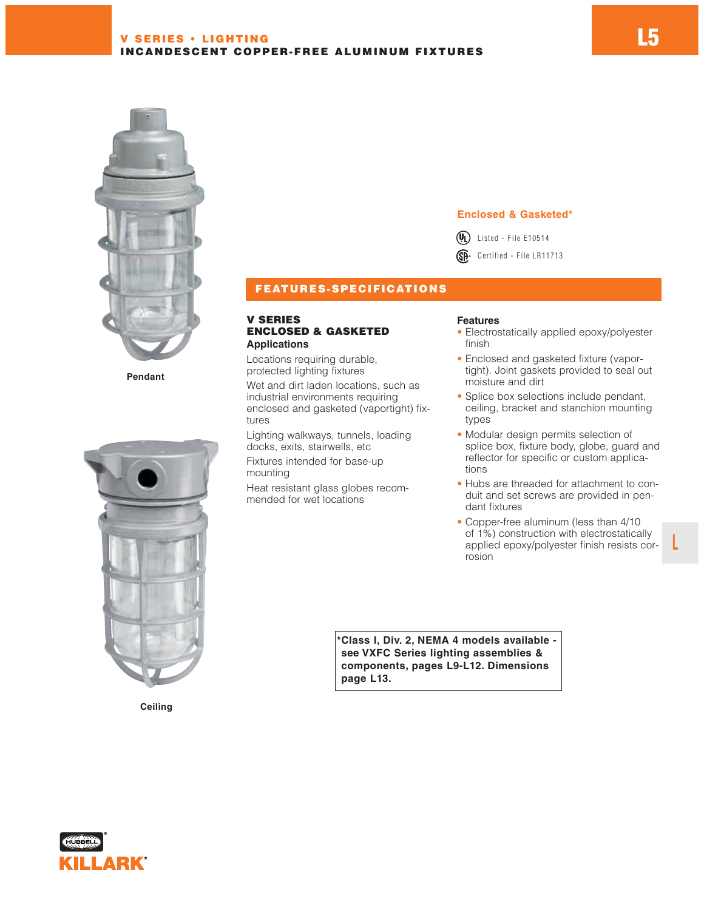# V SERIES • LIGHTING
## INCANDESCENT COPPER-FREE ALUMINUM FIXTURES

Pendant

Ceiling

### Enclosed & Gasketed*

Listed - File E10514

Certified - File LR11713

## FEATURES-SPECIFICATIONS

### V SERIES ENCLOSED & GASKETED

**Applications**

Locations requiring durable, protected lighting fixtures

Wet and dirt laden locations, such as industrial environments requiring enclosed and gasketed (vaportight) fixtures

Lighting walkways, tunnels, loading docks, exits, stairwells, etc

Fixtures intended for base-up mounting

Heat resistant glass globes recommended for wet locations

**Features**

- Electrostatically applied epoxy/polyester finish
- Enclosed and gasketed fixture (vaportight). Joint gaskets provided to seal out moisture and dirt
- Splice box selections include pendant, ceiling, bracket and stanchion mounting types
- Modular design permits selection of splice box, fixture body, globe, guard and reflector for specific or custom applications
- Hubs are threaded for attachment to conduit and set screws are provided in pendant fixtures
- Copper-free aluminum (less than 4/10 of 1%) construction with electrostatically applied epoxy/polyester finish resists corrosion

**\*Class I, Div. 2, NEMA 4 models available - see VXFC Series lighting assemblies & components, pages L9-L12. Dimensions page L13.**

HUBBELL KILLARK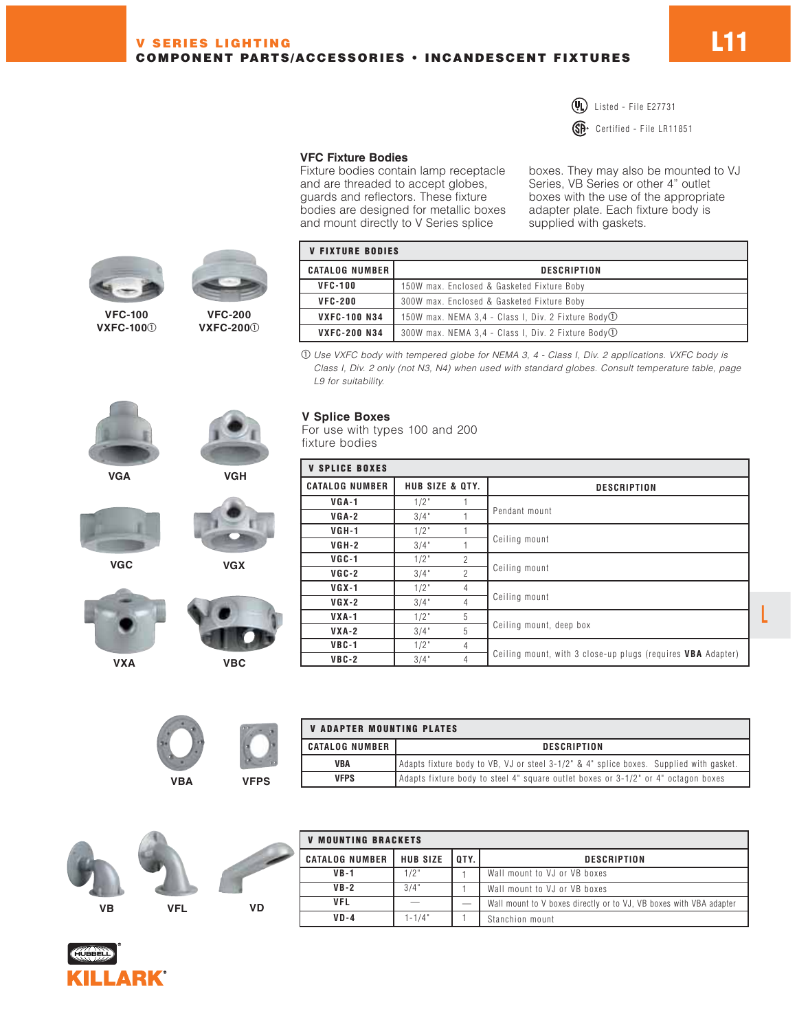# V SERIES LIGHTING

## COMPONENT PARTS/ACCESSORIES • INCANDESCENT FIXTURES

Listed - File E27731

Certified - File LR11851

VFC-100
VXFC-100①

VFC-200
VXFC-200①

### VFC Fixture Bodies

Fixture bodies contain lamp receptacle and are threaded to accept globes, guards and reflectors. These fixture bodies are designed for metallic boxes and mount directly to V Series splice boxes. They may also be mounted to VJ Series, VB Series or other 4" outlet boxes with the use of the appropriate adapter plate. Each fixture body is supplied with gaskets.

**V FIXTURE BODIES**

| CATALOG NUMBER | DESCRIPTION |
|---|---|
| VFC-100 | 150W max. Enclosed & Gasketed Fixture Boby |
| VFC-200 | 300W max. Enclosed & Gasketed Fixture Boby |
| VXFC-100 N34 | 150W max. NEMA 3,4 - Class I, Div. 2 Fixture Body① |
| VXFC-200 N34 | 300W max. NEMA 3,4 - Class I, Div. 2 Fixture Body① |

① *Use VXFC body with tempered globe for NEMA 3, 4 - Class I, Div. 2 applications. VXFC body is Class I, Div. 2 only (not N3, N4) when used with standard globes. Consult temperature table, page L9 for suitability.*

VGA VGH VGC VGX VXA VBC

### V Splice Boxes

For use with types 100 and 200 fixture bodies

**V SPLICE BOXES**

| CATALOG NUMBER | HUB SIZE | QTY. | DESCRIPTION |
|---|---|---|---|
| VGA-1 | 1/2" | 1 | Pendant mount |
| VGA-2 | 3/4" | 1 | Pendant mount |
| VGH-1 | 1/2" | 1 | Ceiling mount |
| VGH-2 | 3/4" | 1 | Ceiling mount |
| VGC-1 | 1/2" | 2 | Ceiling mount |
| VGC-2 | 3/4" | 2 | Ceiling mount |
| VGX-1 | 1/2" | 4 | Ceiling mount |
| VGX-2 | 3/4" | 4 | Ceiling mount |
| VXA-1 | 1/2" | 5 | Ceiling mount, deep box |
| VXA-2 | 3/4" | 5 | Ceiling mount, deep box |
| VBC-1 | 1/2" | 4 | Ceiling mount, with 3 close-up plugs (requires **VBA** Adapter) |
| VBC-2 | 3/4" | 4 | Ceiling mount, with 3 close-up plugs (requires **VBA** Adapter) |

VBA VFPS

**V ADAPTER MOUNTING PLATES**

| CATALOG NUMBER | DESCRIPTION |
|---|---|
| VBA | Adapts fixture body to VB, VJ or steel 3-1/2" & 4" splice boxes. Supplied with gasket. |
| VFPS | Adapts fixture body to steel 4" square outlet boxes or 3-1/2" or 4" octagon boxes |

VB VFL VD

**V MOUNTING BRACKETS**

| CATALOG NUMBER | HUB SIZE | QTY. | DESCRIPTION |
|---|---|---|---|
| VB-1 | 1/2" | 1 | Wall mount to VJ or VB boxes |
| VB-2 | 3/4" | 1 | Wall mount to VJ or VB boxes |
| VFL | — | — | Wall mount to V boxes directly or to VJ, VB boxes with VBA adapter |
| VD-4 | 1-1/4" | 1 | Stanchion mount |

HUBBELL
KILLARK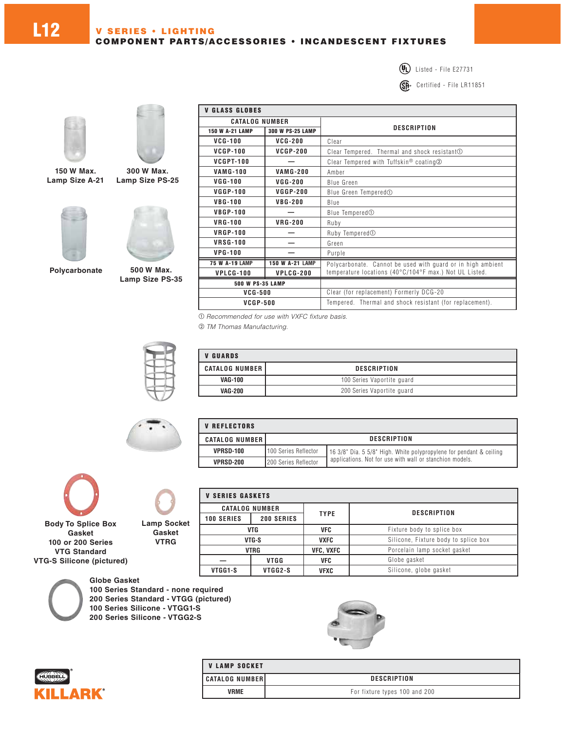# V SERIES • LIGHTING

## COMPONENT PARTS/ACCESSORIES • INCANDESCENT FIXTURES

UL Listed - File E27731
CSA Certified - File LR11851

150 W Max.
Lamp Size A-21

300 W Max.
Lamp Size PS-25

Polycarbonate

500 W Max.
Lamp Size PS-35

### V GLASS GLOBES

| CATALOG NUMBER | | DESCRIPTION |
|---|---|---|
| 150 W A-21 LAMP | 300 W PS-25 LAMP | |
| VCG-100 | VCG-200 | Clear |
| VCGP-100 | VCGP-200 | Clear Tempered. Thermal and shock resistant① |
| VCGPT-100 | — | Clear Tempered with Tuffskin® coating② |
| VAMG-100 | VAMG-200 | Amber |
| VGG-100 | VGG-200 | Blue Green |
| VGGP-100 | VGGP-200 | Blue Green Tempered① |
| VBG-100 | VBG-200 | Blue |
| VBGP-100 | — | Blue Tempered① |
| VRG-100 | VRG-200 | Ruby |
| VRGP-100 | — | Ruby Tempered① |
| VRSG-100 | — | Green |
| VPG-100 | — | Purple |
| 75 W A-19 LAMP | 150 W A-21 LAMP | |
| VPLCG-100 | VPLCG-200 | Polycarbonate. Cannot be used with guard or in high ambient temperature locations (40°C/104°F max.) Not UL Listed. |
| 500 W PS-35 LAMP | | |
| VCG-500 | | Clear (for replacement) Formerly DCG-20 |
| VCGP-500 | | Tempered. Thermal and shock resistant (for replacement). |

① *Recommended for use with VXFC fixture basis.*
② *TM Thomas Manufacturing.*

### V GUARDS

| CATALOG NUMBER | DESCRIPTION |
|---|---|
| VAG-100 | 100 Series Vaportite guard |
| VAG-200 | 200 Series Vaportite guard |

### V REFLECTORS

| CATALOG NUMBER | | DESCRIPTION |
|---|---|---|
| VPRSD-100 | 100 Series Reflector | 16 3/8" Dia. 5 5/8" High. White polypropylene for pendant & ceiling applications. Not for use with wall or stanchion models. |
| VPRSD-200 | 200 Series Reflector | |

Body To Splice Box Gasket
100 or 200 Series
VTG Standard
VTG-S Silicone (pictured)

Lamp Socket Gasket
VTRG

### V SERIES GASKETS

| CATALOG NUMBER | | TYPE | DESCRIPTION |
|---|---|---|---|
| 100 SERIES | 200 SERIES | | |
| VTG | | VFC | Fixture body to splice box |
| VTG-S | | VXFC | Silicone, Fixture body to splice box |
| VTRG | | VFC, VXFC | Porcelain lamp socket gasket |
| — | VTGG | VFC | Globe gasket |
| VTGG1-S | VTGG2-S | VFXC | Silicone, globe gasket |

Globe Gasket
100 Series Standard - none required
200 Series Standard - VTGG (pictured)
100 Series Silicone - VTGG1-S
200 Series Silicone - VTGG2-S

### V LAMP SOCKET

| CATALOG NUMBER | DESCRIPTION |
|---|---|
| VRME | For fixture types 100 and 200 |

HUBBELL KILLARD